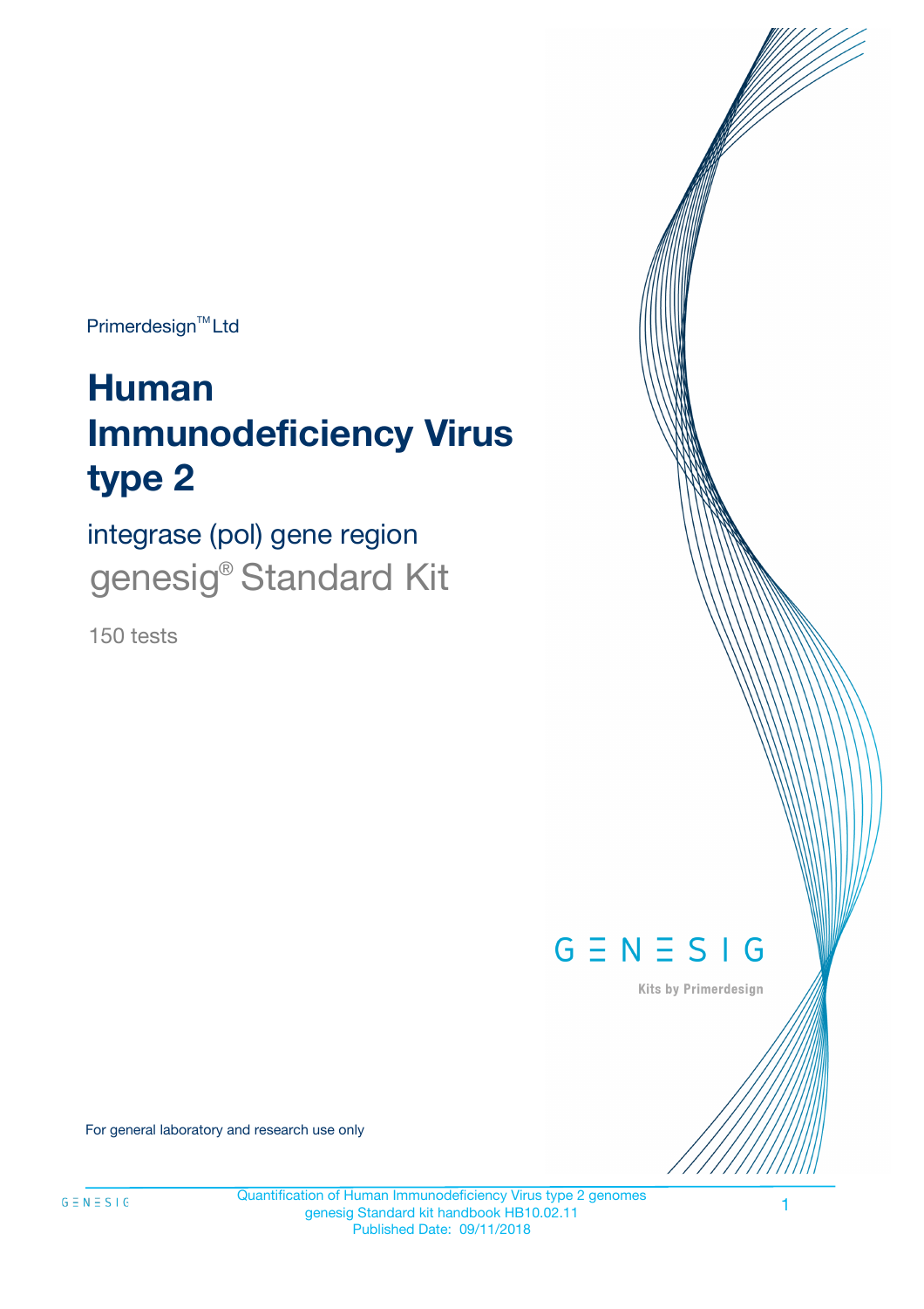Primerdesign™ Ltd

# Human Immunodeficiency Virus type 2

## integrase (pol) gene region

genesig® Standard Kit

150 tests

GENESIG

Kits by Primerdesign

For general laboratory and research use only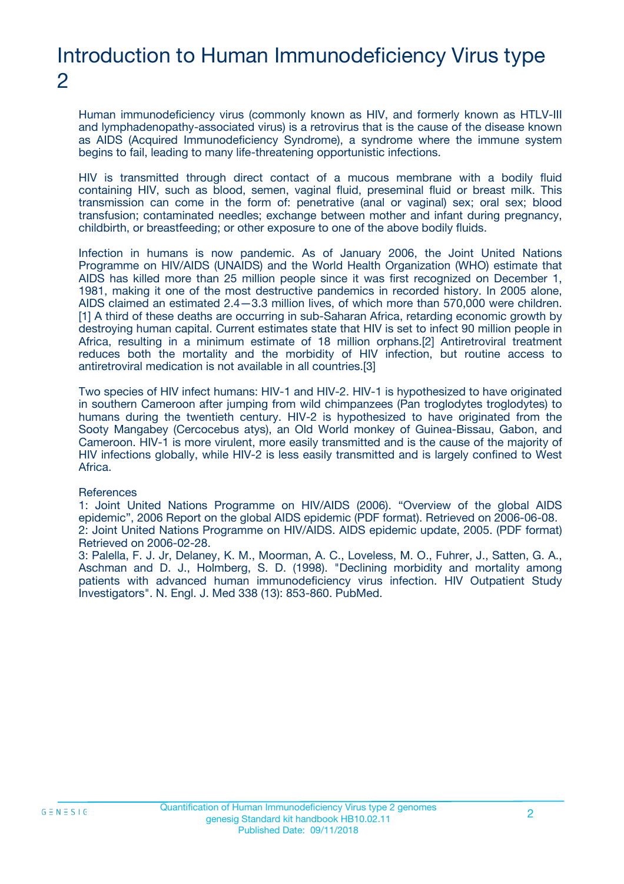# Introduction to Human Immunodeficiency Virus type 2

Human immunodeficiency virus (commonly known as HIV, and formerly known as HTLV-III and lymphadenopathy-associated virus) is a retrovirus that is the cause of the disease known as AIDS (Acquired Immunodeficiency Syndrome), a syndrome where the immune system begins to fail, leading to many life-threatening opportunistic infections.

HIV is transmitted through direct contact of a mucous membrane with a bodily fluid containing HIV, such as blood, semen, vaginal fluid, preseminal fluid or breast milk. This transmission can come in the form of: penetrative (anal or vaginal) sex; oral sex; blood transfusion; contaminated needles; exchange between mother and infant during pregnancy, childbirth, or breastfeeding; or other exposure to one of the above bodily fluids.

Infection in humans is now pandemic. As of January 2006, the Joint United Nations Programme on HIV/AIDS (UNAIDS) and the World Health Organization (WHO) estimate that AIDS has killed more than 25 million people since it was first recognized on December 1, 1981, making it one of the most destructive pandemics in recorded history. In 2005 alone, AIDS claimed an estimated 2.4—3.3 million lives, of which more than 570,000 were children.[1] A third of these deaths are occurring in sub-Saharan Africa, retarding economic growth by destroying human capital. Current estimates state that HIV is set to infect 90 million people in Africa, resulting in a minimum estimate of 18 million orphans.[2] Antiretroviral treatment reduces both the mortality and the morbidity of HIV infection, but routine access to antiretroviral medication is not available in all countries.[3]

Two species of HIV infect humans: HIV-1 and HIV-2. HIV-1 is hypothesized to have originated in southern Cameroon after jumping from wild chimpanzees (Pan troglodytes troglodytes) to humans during the twentieth century. HIV-2 is hypothesized to have originated from the Sooty Mangabey (Cercocebus atys), an Old World monkey of Guinea-Bissau, Gabon, and Cameroon. HIV-1 is more virulent, more easily transmitted and is the cause of the majority of HIV infections globally, while HIV-2 is less easily transmitted and is largely confined to West Africa.

References
1: Joint United Nations Programme on HIV/AIDS (2006). “Overview of the global AIDS epidemic”, 2006 Report on the global AIDS epidemic (PDF format). Retrieved on 2006-06-08.
2: Joint United Nations Programme on HIV/AIDS. AIDS epidemic update, 2005. (PDF format) Retrieved on 2006-02-28.
3: Palella, F. J. Jr, Delaney, K. M., Moorman, A. C., Loveless, M. O., Fuhrer, J., Satten, G. A., Aschman and D. J., Holmberg, S. D. (1998). "Declining morbidity and mortality among patients with advanced human immunodeficiency virus infection. HIV Outpatient Study Investigators". N. Engl. J. Med 338 (13): 853-860. PubMed.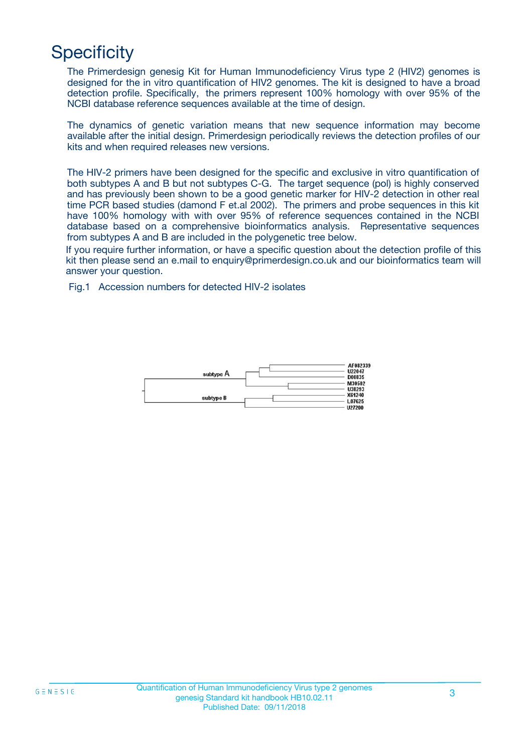# Specificity

The Primerdesign genesig Kit for Human Immunodeficiency Virus type 2 (HIV2) genomes is designed for the in vitro quantification of HIV2 genomes. The kit is designed to have a broad detection profile. Specifically, the primers represent 100% homology with over 95% of the NCBI database reference sequences available at the time of design.

The dynamics of genetic variation means that new sequence information may become available after the initial design. Primerdesign periodically reviews the detection profiles of our kits and when required releases new versions.

The HIV-2 primers have been designed for the specific and exclusive in vitro quantification of both subtypes A and B but not subtypes C-G. The target sequence (pol) is highly conserved and has previously been shown to be a good genetic marker for HIV-2 detection in other real time PCR based studies (damond F et.al 2002). The primers and probe sequences in this kit have 100% homology with with over 95% of reference sequences contained in the NCBI database based on a comprehensive bioinformatics analysis. Representative sequences from subtypes A and B are included in the polygenetic tree below.

If you require further information, or have a specific question about the detection profile of this kit then please send an e.mail to enquiry@primerdesign.co.uk and our bioinformatics team will answer your question.

Fig.1 Accession numbers for detected HIV-2 isolates

subtype A: AF082339, U22047, D00835, M30502, U38293

subtype B: X61240, L07625, U27200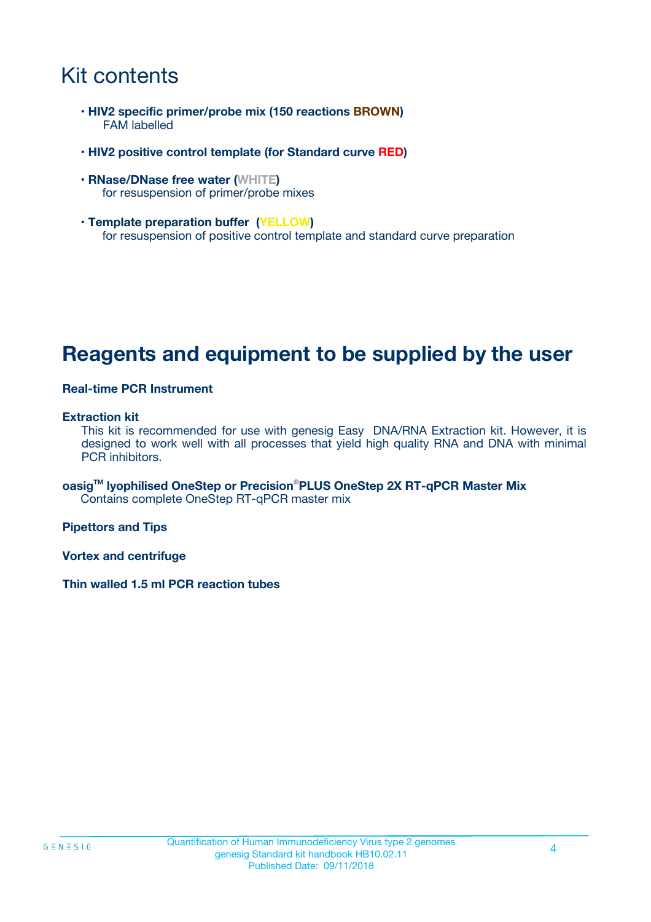# Kit contents

- **HIV2 specific primer/probe mix (150 reactions BROWN)**
  FAM labelled

- **HIV2 positive control template (for Standard curve RED)**

- **RNase/DNase free water (WHITE)**
  for resuspension of primer/probe mixes

- **Template preparation buffer (YELLOW)**
  for resuspension of positive control template and standard curve preparation

# Reagents and equipment to be supplied by the user

**Real-time PCR Instrument**

**Extraction kit**
This kit is recommended for use with genesig Easy DNA/RNA Extraction kit. However, it is designed to work well with all processes that yield high quality RNA and DNA with minimal PCR inhibitors.

**oasig™ lyophilised OneStep or Precision®PLUS OneStep 2X RT-qPCR Master Mix**
Contains complete OneStep RT-qPCR master mix

**Pipettors and Tips**

**Vortex and centrifuge**

**Thin walled 1.5 ml PCR reaction tubes**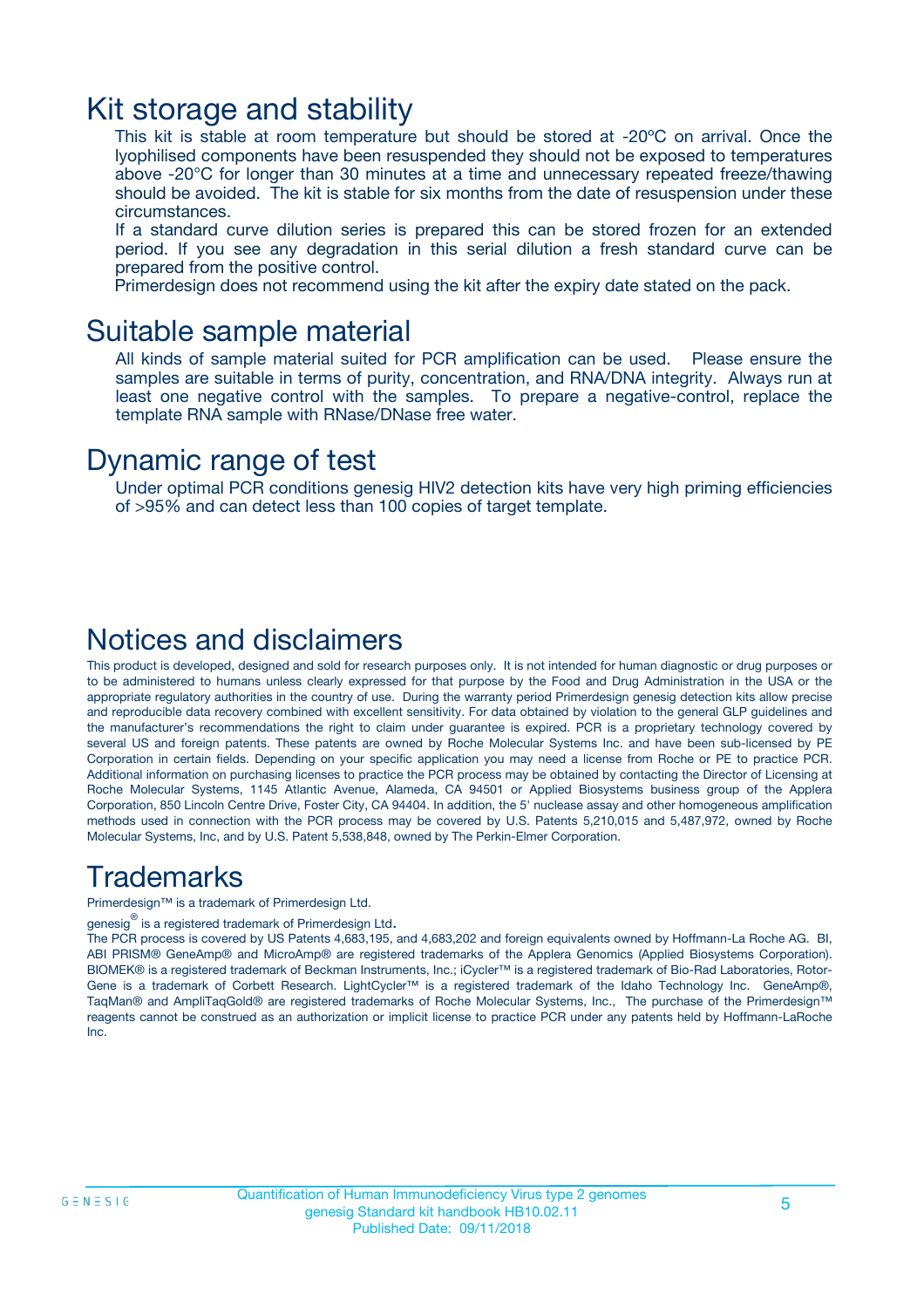# Kit storage and stability

This kit is stable at room temperature but should be stored at -20ºC on arrival. Once the lyophilised components have been resuspended they should not be exposed to temperatures above -20°C for longer than 30 minutes at a time and unnecessary repeated freeze/thawing should be avoided. The kit is stable for six months from the date of resuspension under these circumstances.

If a standard curve dilution series is prepared this can be stored frozen for an extended period. If you see any degradation in this serial dilution a fresh standard curve can be prepared from the positive control.

Primerdesign does not recommend using the kit after the expiry date stated on the pack.

# Suitable sample material

All kinds of sample material suited for PCR amplification can be used. Please ensure the samples are suitable in terms of purity, concentration, and RNA/DNA integrity. Always run at least one negative control with the samples. To prepare a negative-control, replace the template RNA sample with RNase/DNase free water.

# Dynamic range of test

Under optimal PCR conditions genesig HIV2 detection kits have very high priming efficiencies of >95% and can detect less than 100 copies of target template.

# Notices and disclaimers

This product is developed, designed and sold for research purposes only. It is not intended for human diagnostic or drug purposes or to be administered to humans unless clearly expressed for that purpose by the Food and Drug Administration in the USA or the appropriate regulatory authorities in the country of use. During the warranty period Primerdesign genesig detection kits allow precise and reproducible data recovery combined with excellent sensitivity. For data obtained by violation to the general GLP guidelines and the manufacturer's recommendations the right to claim under guarantee is expired. PCR is a proprietary technology covered by several US and foreign patents. These patents are owned by Roche Molecular Systems Inc. and have been sub-licensed by PE Corporation in certain fields. Depending on your specific application you may need a license from Roche or PE to practice PCR. Additional information on purchasing licenses to practice the PCR process may be obtained by contacting the Director of Licensing at Roche Molecular Systems, 1145 Atlantic Avenue, Alameda, CA 94501 or Applied Biosystems business group of the Applera Corporation, 850 Lincoln Centre Drive, Foster City, CA 94404. In addition, the 5' nuclease assay and other homogeneous amplification methods used in connection with the PCR process may be covered by U.S. Patents 5,210,015 and 5,487,972, owned by Roche Molecular Systems, Inc, and by U.S. Patent 5,538,848, owned by The Perkin-Elmer Corporation.

# Trademarks

Primerdesign™ is a trademark of Primerdesign Ltd.

genesig® is a registered trademark of Primerdesign Ltd.

The PCR process is covered by US Patents 4,683,195, and 4,683,202 and foreign equivalents owned by Hoffmann-La Roche AG. BI, ABI PRISM® GeneAmp® and MicroAmp® are registered trademarks of the Applera Genomics (Applied Biosystems Corporation). BIOMEK® is a registered trademark of Beckman Instruments, Inc.; iCycler™ is a registered trademark of Bio-Rad Laboratories, Rotor-Gene is a trademark of Corbett Research. LightCycler™ is a registered trademark of the Idaho Technology Inc. GeneAmp®, TaqMan® and AmpliTaqGold® are registered trademarks of Roche Molecular Systems, Inc., The purchase of the Primerdesign™ reagents cannot be construed as an authorization or implicit license to practice PCR under any patents held by Hoffmann-LaRoche Inc.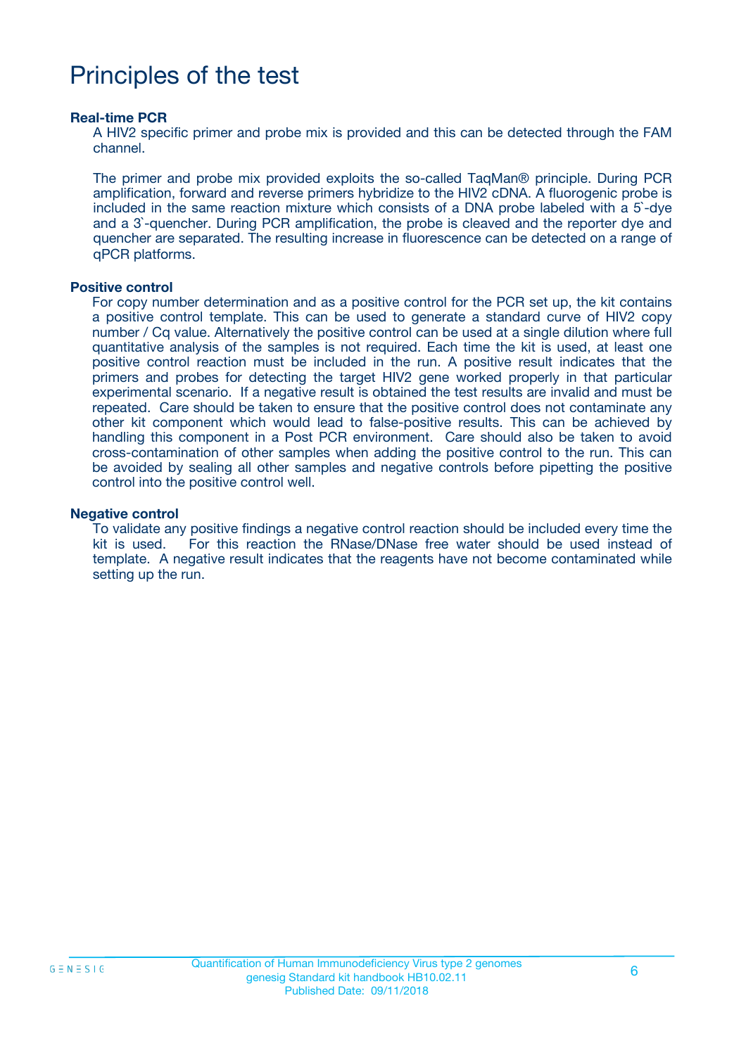# Principles of the test

**Real-time PCR**

A HIV2 specific primer and probe mix is provided and this can be detected through the FAM channel.

The primer and probe mix provided exploits the so-called TaqMan® principle. During PCR amplification, forward and reverse primers hybridize to the HIV2 cDNA. A fluorogenic probe is included in the same reaction mixture which consists of a DNA probe labeled with a 5`-dye and a 3`-quencher. During PCR amplification, the probe is cleaved and the reporter dye and quencher are separated. The resulting increase in fluorescence can be detected on a range of qPCR platforms.

**Positive control**

For copy number determination and as a positive control for the PCR set up, the kit contains a positive control template. This can be used to generate a standard curve of HIV2 copy number / Cq value. Alternatively the positive control can be used at a single dilution where full quantitative analysis of the samples is not required. Each time the kit is used, at least one positive control reaction must be included in the run. A positive result indicates that the primers and probes for detecting the target HIV2 gene worked properly in that particular experimental scenario. If a negative result is obtained the test results are invalid and must be repeated. Care should be taken to ensure that the positive control does not contaminate any other kit component which would lead to false-positive results. This can be achieved by handling this component in a Post PCR environment. Care should also be taken to avoid cross-contamination of other samples when adding the positive control to the run. This can be avoided by sealing all other samples and negative controls before pipetting the positive control into the positive control well.

**Negative control**

To validate any positive findings a negative control reaction should be included every time the kit is used. For this reaction the RNase/DNase free water should be used instead of template. A negative result indicates that the reagents have not become contaminated while setting up the run.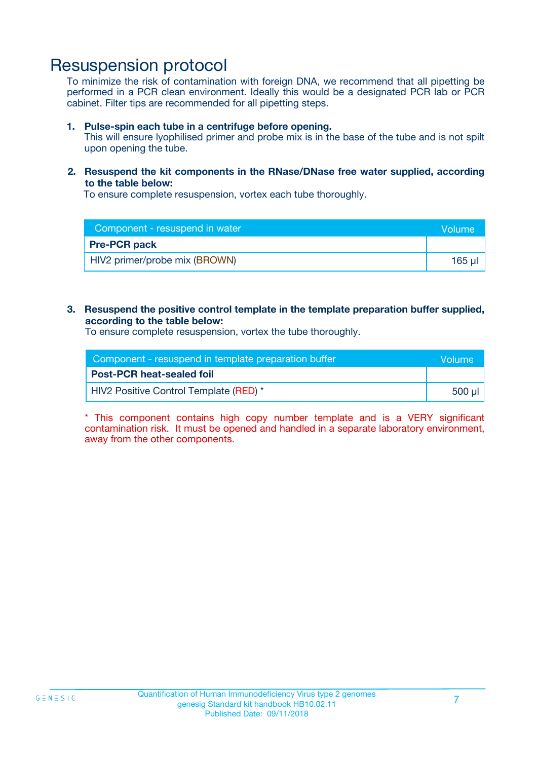# Resuspension protocol

To minimize the risk of contamination with foreign DNA, we recommend that all pipetting be performed in a PCR clean environment. Ideally this would be a designated PCR lab or PCR cabinet. Filter tips are recommended for all pipetting steps.

1. **Pulse-spin each tube in a centrifuge before opening.**
   This will ensure lyophilised primer and probe mix is in the base of the tube and is not spilt upon opening the tube.

2. **Resuspend the kit components in the RNase/DNase free water supplied, according to the table below:**
   To ensure complete resuspension, vortex each tube thoroughly.

| Component - resuspend in water | Volume |
|---|---|
| **Pre-PCR pack** | |
| HIV2 primer/probe mix (BROWN) | 165 µl |

3. **Resuspend the positive control template in the template preparation buffer supplied, according to the table below:**
   To ensure complete resuspension, vortex the tube thoroughly.

| Component - resuspend in template preparation buffer | Volume |
|---|---|
| **Post-PCR heat-sealed foil** | |
| HIV2 Positive Control Template (RED) * | 500 µl |

* This component contains high copy number template and is a VERY significant contamination risk. It must be opened and handled in a separate laboratory environment, away from the other components.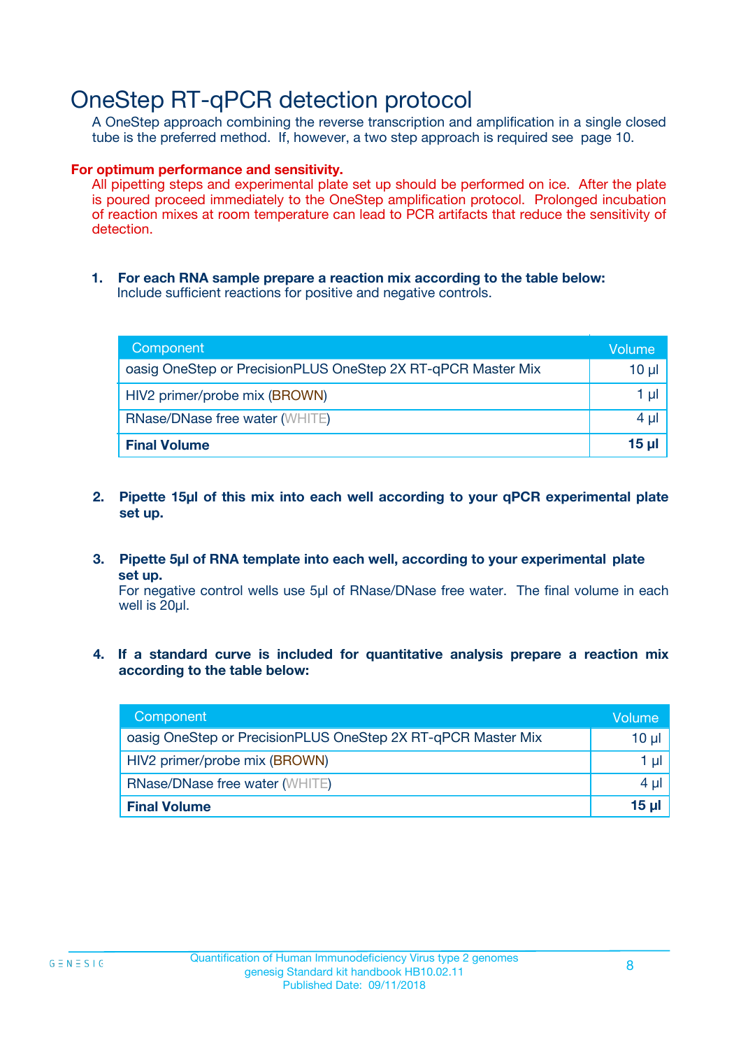# OneStep RT-qPCR detection protocol

A OneStep approach combining the reverse transcription and amplification in a single closed tube is the preferred method. If, however, a two step approach is required see page 10.

**For optimum performance and sensitivity.**

All pipetting steps and experimental plate set up should be performed on ice. After the plate is poured proceed immediately to the OneStep amplification protocol. Prolonged incubation of reaction mixes at room temperature can lead to PCR artifacts that reduce the sensitivity of detection.

1. **For each RNA sample prepare a reaction mix according to the table below:**
   Include sufficient reactions for positive and negative controls.

| Component | Volume |
|---|---|
| oasig OneStep or PrecisionPLUS OneStep 2X RT-qPCR Master Mix | 10 µl |
| HIV2 primer/probe mix (BROWN) | 1 µl |
| RNase/DNase free water (WHITE) | 4 µl |
| **Final Volume** | **15 µl** |

2. **Pipette 15µl of this mix into each well according to your qPCR experimental plate set up.**

3. **Pipette 5µl of RNA template into each well, according to your experimental plate set up.**
   For negative control wells use 5µl of RNase/DNase free water. The final volume in each well is 20µl.

4. **If a standard curve is included for quantitative analysis prepare a reaction mix according to the table below:**

| Component | Volume |
|---|---|
| oasig OneStep or PrecisionPLUS OneStep 2X RT-qPCR Master Mix | 10 µl |
| HIV2 primer/probe mix (BROWN) | 1 µl |
| RNase/DNase free water (WHITE) | 4 µl |
| **Final Volume** | **15 µl** |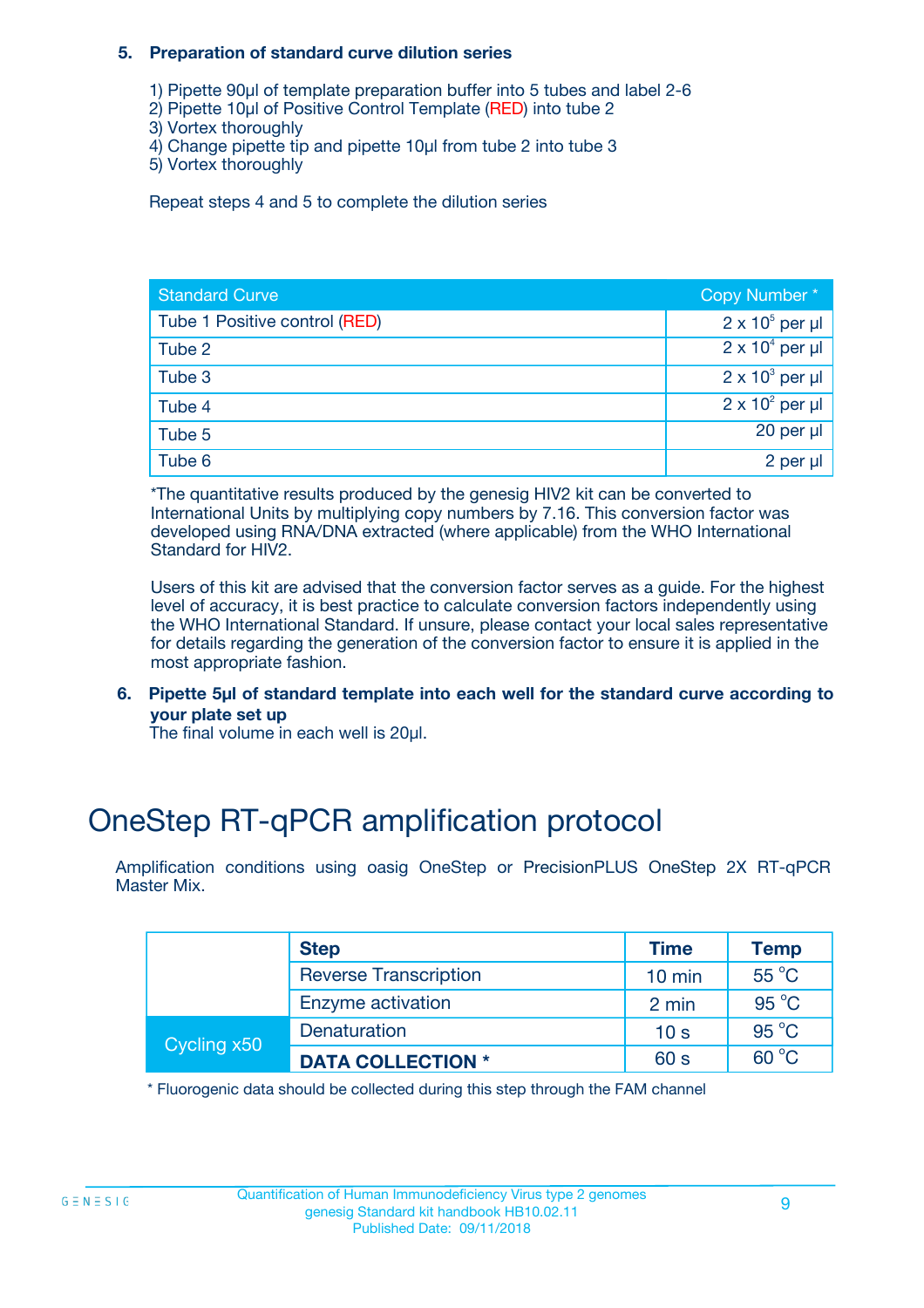### 5. Preparation of standard curve dilution series

1) Pipette 90µl of template preparation buffer into 5 tubes and label 2-6
2) Pipette 10µl of Positive Control Template (RED) into tube 2
3) Vortex thoroughly
4) Change pipette tip and pipette 10µl from tube 2 into tube 3
5) Vortex thoroughly

Repeat steps 4 and 5 to complete the dilution series

| Standard Curve | Copy Number * |
|---|---|
| Tube 1 Positive control (RED) | $2 \times 10^5$ per µl |
| Tube 2 | $2 \times 10^4$ per µl |
| Tube 3 | $2 \times 10^3$ per µl |
| Tube 4 | $2 \times 10^2$ per µl |
| Tube 5 | 20 per µl |
| Tube 6 | 2 per µl |

*The quantitative results produced by the genesig HIV2 kit can be converted to International Units by multiplying copy numbers by 7.16. This conversion factor was developed using RNA/DNA extracted (where applicable) from the WHO International Standard for HIV2.

Users of this kit are advised that the conversion factor serves as a guide. For the highest level of accuracy, it is best practice to calculate conversion factors independently using the WHO International Standard. If unsure, please contact your local sales representative for details regarding the generation of the conversion factor to ensure it is applied in the most appropriate fashion.

### 6. Pipette 5µl of standard template into each well for the standard curve according to your plate set up

The final volume in each well is 20µl.

# OneStep RT-qPCR amplification protocol

Amplification conditions using oasig OneStep or PrecisionPLUS OneStep 2X RT-qPCR Master Mix.

| | Step | Time | Temp |
|---|---|---|---|
| | Reverse Transcription | 10 min | 55 °C |
| | Enzyme activation | 2 min | 95 °C |
| Cycling x50 | Denaturation | 10 s | 95 °C |
| | **DATA COLLECTION *** | 60 s | 60 °C |

* Fluorogenic data should be collected during this step through the FAM channel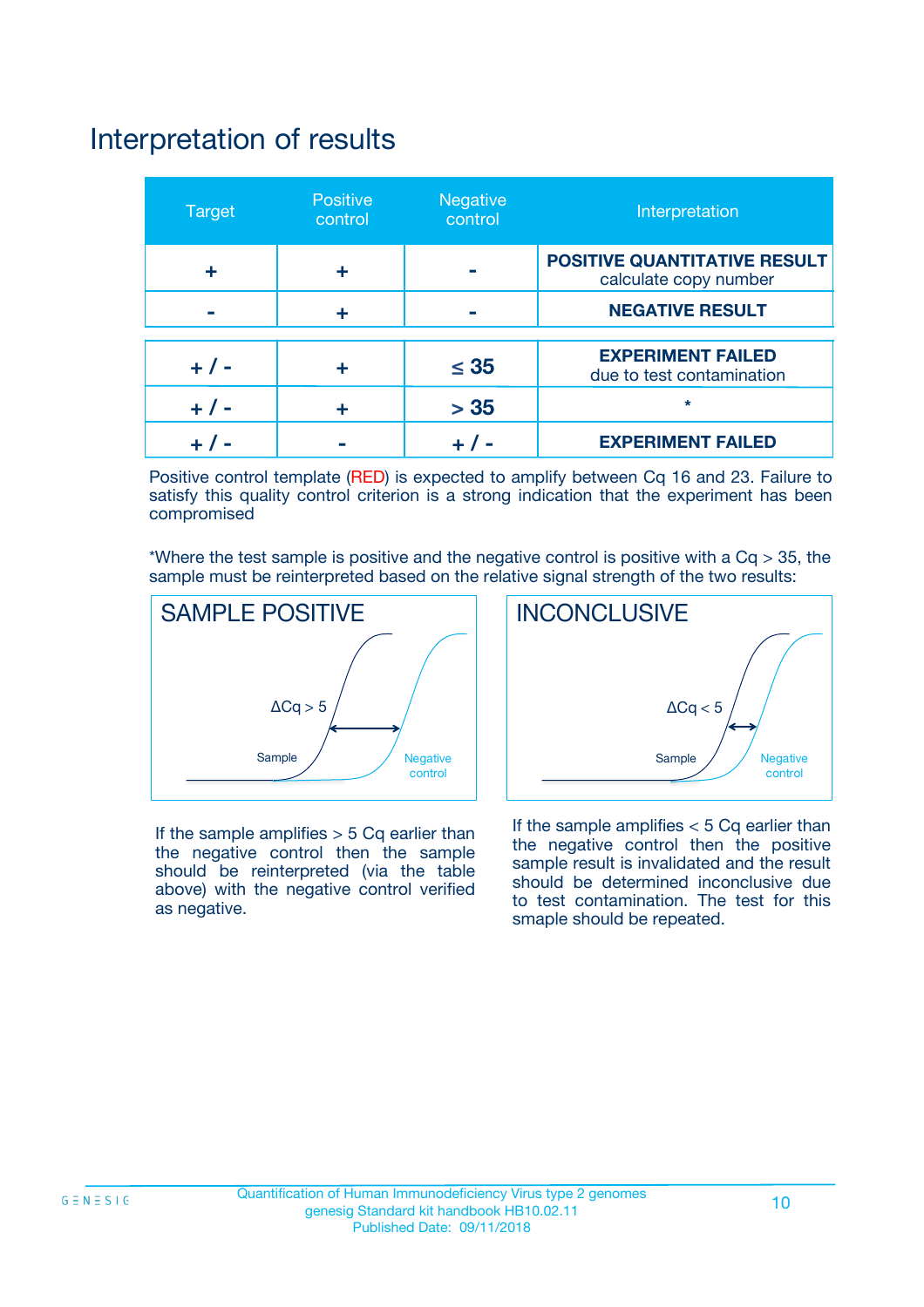# Interpretation of results

| Target | Positive control | Negative control | Interpretation |
|---|---|---|---|
| + | + | - | **POSITIVE QUANTITATIVE RESULT** calculate copy number |
| - | + | - | **NEGATIVE RESULT** |
| + / - | + | ≤ 35 | **EXPERIMENT FAILED** due to test contamination |
| + / - | + | > 35 | * |
| + / - | - | + / - | **EXPERIMENT FAILED** |

Positive control template (RED) is expected to amplify between Cq 16 and 23. Failure to satisfy this quality control criterion is a strong indication that the experiment has been compromised

*Where the test sample is positive and the negative control is positive with a Cq > 35, the sample must be reinterpreted based on the relative signal strength of the two results:

## SAMPLE POSITIVE

ΔCq > 5

Sample

Negative control

If the sample amplifies > 5 Cq earlier than the negative control then the sample should be reinterpreted (via the table above) with the negative control verified as negative.

## INCONCLUSIVE

ΔCq < 5

Sample

Negative control

If the sample amplifies < 5 Cq earlier than the negative control then the positive sample result is invalidated and the result should be determined inconclusive due to test contamination. The test for this smaple should be repeated.